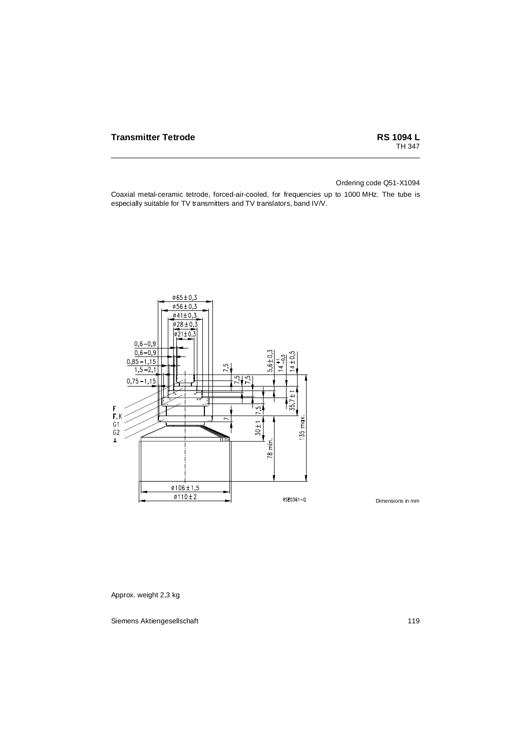# Transmitter Tetrode

**RS 1094 L**
TH 347

Ordering code Q51-X1094

Coaxial metal-ceramic tetrode, forced-air-cooled, for frequencies up to 1000 MHz. The tube is especially suitable for TV transmitters and TV translators, band IV/V.

Dimensions in mm

Approx. weight 2,3 kg

Siemens Aktiengesellschaft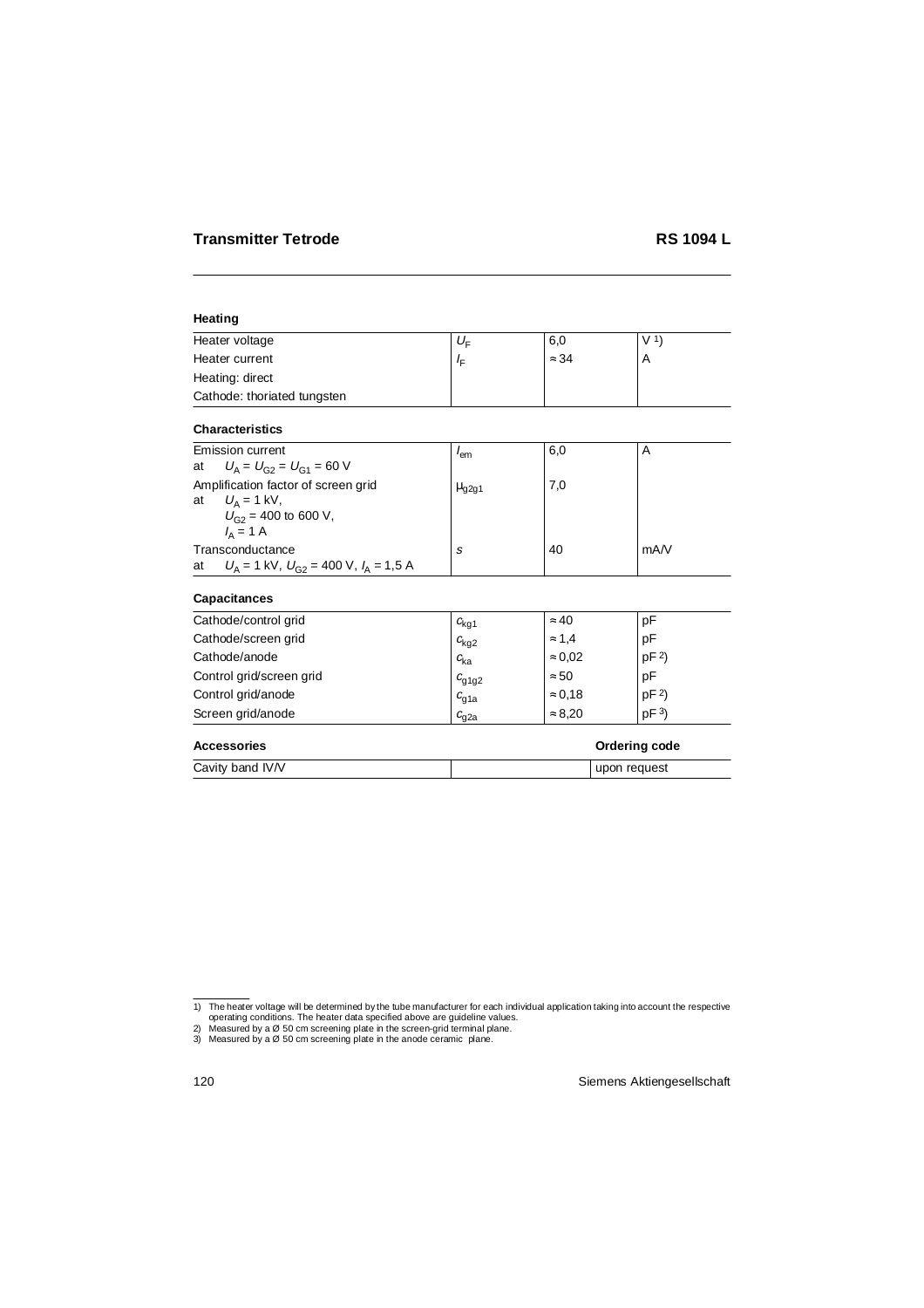## Transmitter Tetrode RS 1094 L

### Heating

| | | | |
|---|---|---|---|
| Heater voltage | $U_F$ | 6,0 | V [1] |
| Heater current | $I_F$ | ≈ 34 | A |
| Heating: direct | | | |
| Cathode: thoriated tungsten | | | |

### Characteristics

| | | | |
|---|---|---|---|
| Emission current at $U_A = U_{G2} = U_{G1} = 60$ V | $I_{em}$ | 6,0 | A |
| Amplification factor of screen grid at $U_A = 1$ kV, $U_{G2} = 400$ to 600 V, $I_A = 1$ A | $\mu_{g2g1}$ | 7,0 | |
| Transconductance at $U_A = 1$ kV, $U_{G2} = 400$ V, $I_A = 1{,}5$ A | $S$ | 40 | mA/V |

### Capacitances

| | | | |
|---|---|---|---|
| Cathode/control grid | $c_{kg1}$ | ≈ 40 | pF |
| Cathode/screen grid | $c_{kg2}$ | ≈ 1,4 | pF |
| Cathode/anode | $c_{ka}$ | ≈ 0,02 | pF [2] |
| Control grid/screen grid | $c_{g1g2}$ | ≈ 50 | pF |
| Control grid/anode | $c_{g1a}$ | ≈ 0,18 | pF [2] |
| Screen grid/anode | $c_{g2a}$ | ≈ 8,20 | pF [3] |

| Accessories | | Ordering code |
|---|---|---|
| Cavity band IV/V | | upon request |

---

1) The heater voltage will be determined by the tube manufacturer for each individual application taking into account the respective operating conditions. The heater data specified above are guideline values.
2) Measured by a Ø 50 cm screening plate in the screen-grid terminal plane.
3) Measured by a Ø 50 cm screening plate in the anode ceramic plane.

Siemens Aktiengesellschaft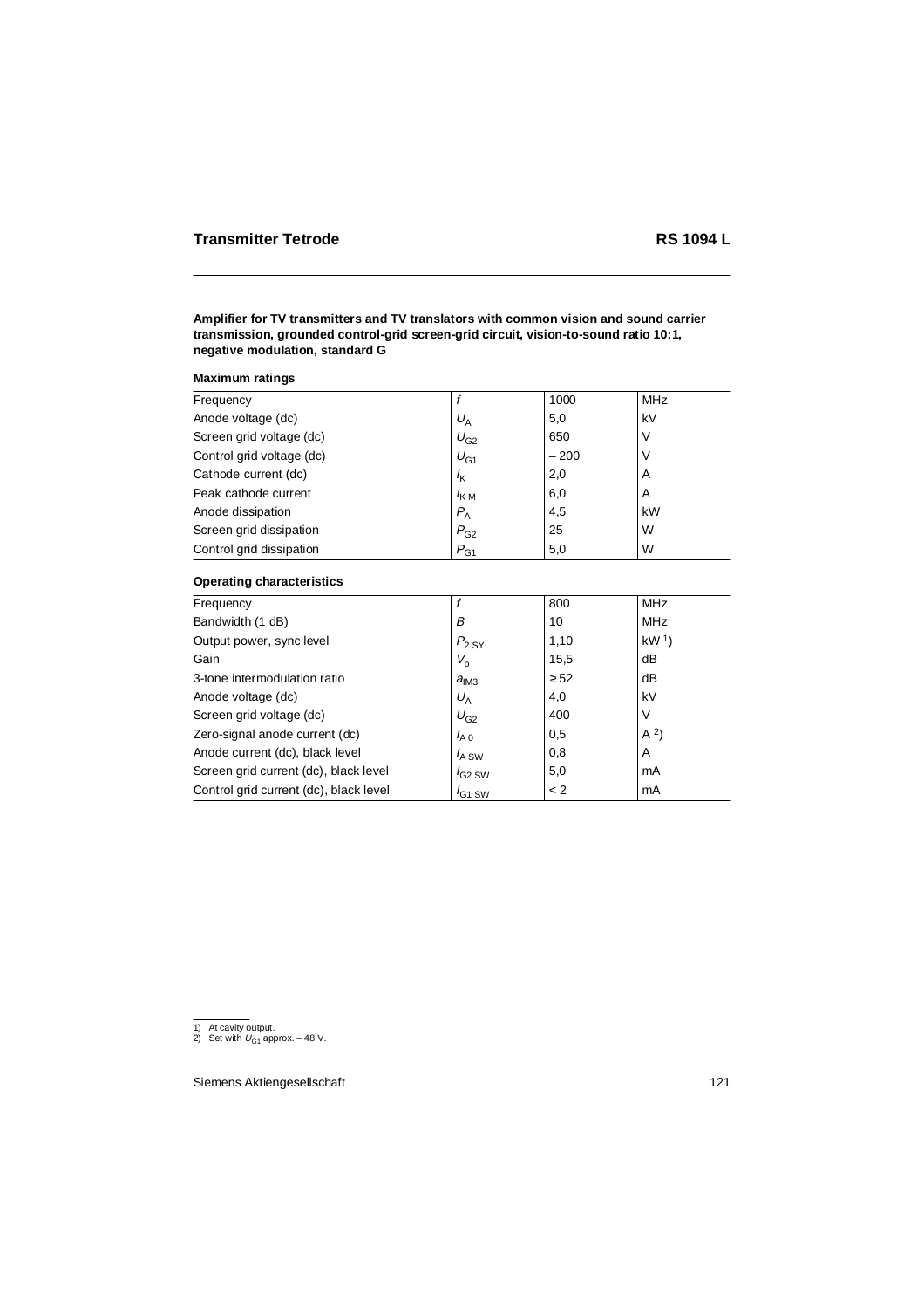# Transmitter Tetrode RS 1094 L

**Amplifier for TV transmitters and TV translators with common vision and sound carrier transmission, grounded control-grid screen-grid circuit, vision-to-sound ratio 10:1, negative modulation, standard G**

**Maximum ratings**

| | | | |
|---|---|---|---|
| Frequency | $f$ | 1000 | MHz |
| Anode voltage (dc) | $U_A$ | 5,0 | kV |
| Screen grid voltage (dc) | $U_{G2}$ | 650 | V |
| Control grid voltage (dc) | $U_{G1}$ | – 200 | V |
| Cathode current (dc) | $I_K$ | 2,0 | A |
| Peak cathode current | $I_{KM}$ | 6,0 | A |
| Anode dissipation | $P_A$ | 4,5 | kW |
| Screen grid dissipation | $P_{G2}$ | 25 | W |
| Control grid dissipation | $P_{G1}$ | 5,0 | W |

**Operating characteristics**

| | | | |
|---|---|---|---|
| Frequency | $f$ | 800 | MHz |
| Bandwidth (1 dB) | $B$ | 10 | MHz |
| Output power, sync level | $P_{2\,SY}$ | 1,10 | kW [1]) |
| Gain | $V_p$ | 15,5 | dB |
| 3-tone intermodulation ratio | $a_{IM3}$ | ≥ 52 | dB |
| Anode voltage (dc) | $U_A$ | 4,0 | kV |
| Screen grid voltage (dc) | $U_{G2}$ | 400 | V |
| Zero-signal anode current (dc) | $I_{A\,0}$ | 0,5 | A [2]) |
| Anode current (dc), black level | $I_{A\,SW}$ | 0,8 | A |
| Screen grid current (dc), black level | $I_{G2\,SW}$ | 5,0 | mA |
| Control grid current (dc), black level | $I_{G1\,SW}$ | < 2 | mA |

1) At cavity output.
2) Set with $U_{G1}$ approx. – 48 V.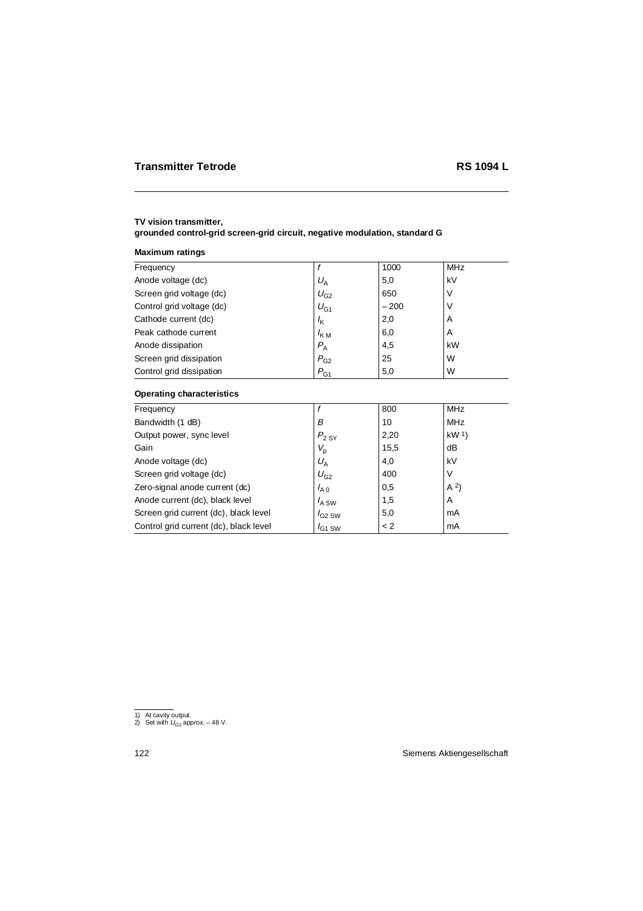## TV vision transmitter, grounded control-grid screen-grid circuit, negative modulation, standard G

### Maximum ratings

| | | | |
|---|---|---|---|
| Frequency | $f$ | 1000 | MHz |
| Anode voltage (dc) | $U_A$ | 5,0 | kV |
| Screen grid voltage (dc) | $U_{G2}$ | 650 | V |
| Control grid voltage (dc) | $U_{G1}$ | – 200 | V |
| Cathode current (dc) | $I_K$ | 2,0 | A |
| Peak cathode current | $I_{KM}$ | 6,0 | A |
| Anode dissipation | $P_A$ | 4,5 | kW |
| Screen grid dissipation | $P_{G2}$ | 25 | W |
| Control grid dissipation | $P_{G1}$ | 5,0 | W |

### Operating characteristics

| | | | |
|---|---|---|---|
| Frequency | $f$ | 800 | MHz |
| Bandwidth (1 dB) | $B$ | 10 | MHz |
| Output power, sync level | $P_{2\,SY}$ | 2,20 | kW [1] |
| Gain | $V_p$ | 15,5 | dB |
| Anode voltage (dc) | $U_A$ | 4,0 | kV |
| Screen grid voltage (dc) | $U_{G2}$ | 400 | V |
| Zero-signal anode current (dc) | $I_{A0}$ | 0,5 | A [2] |
| Anode current (dc), black level | $I_{A\,SW}$ | 1,5 | A |
| Screen grid current (dc), black level | $I_{G2\,SW}$ | 5,0 | mA |
| Control grid current (dc), black level | $I_{G1\,SW}$ | < 2 | mA |

1) At cavity output.
2) Set with $U_{G1}$ approx. – 48 V.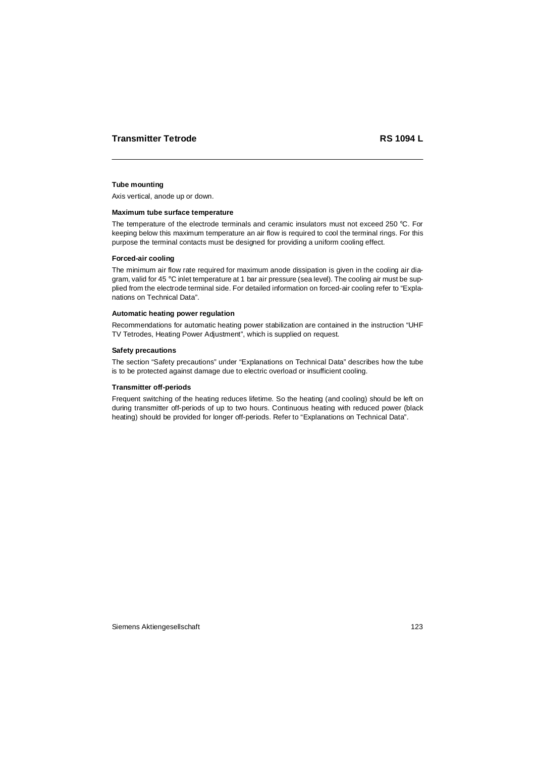## Tube mounting

Axis vertical, anode up or down.

## Maximum tube surface temperature

The temperature of the electrode terminals and ceramic insulators must not exceed 250 °C. For keeping below this maximum temperature an air flow is required to cool the terminal rings. For this purpose the terminal contacts must be designed for providing a uniform cooling effect.

## Forced-air cooling

The minimum air flow rate required for maximum anode dissipation is given in the cooling air diagram, valid for 45 °C inlet temperature at 1 bar air pressure (sea level). The cooling air must be supplied from the electrode terminal side. For detailed information on forced-air cooling refer to "Explanations on Technical Data".

## Automatic heating power regulation

Recommendations for automatic heating power stabilization are contained in the instruction "UHF TV Tetrodes, Heating Power Adjustment", which is supplied on request.

## Safety precautions

The section "Safety precautions" under "Explanations on Technical Data" describes how the tube is to be protected against damage due to electric overload or insufficient cooling.

## Transmitter off-periods

Frequent switching of the heating reduces lifetime. So the heating (and cooling) should be left on during transmitter off-periods of up to two hours. Continuous heating with reduced power (black heating) should be provided for longer off-periods. Refer to "Explanations on Technical Data".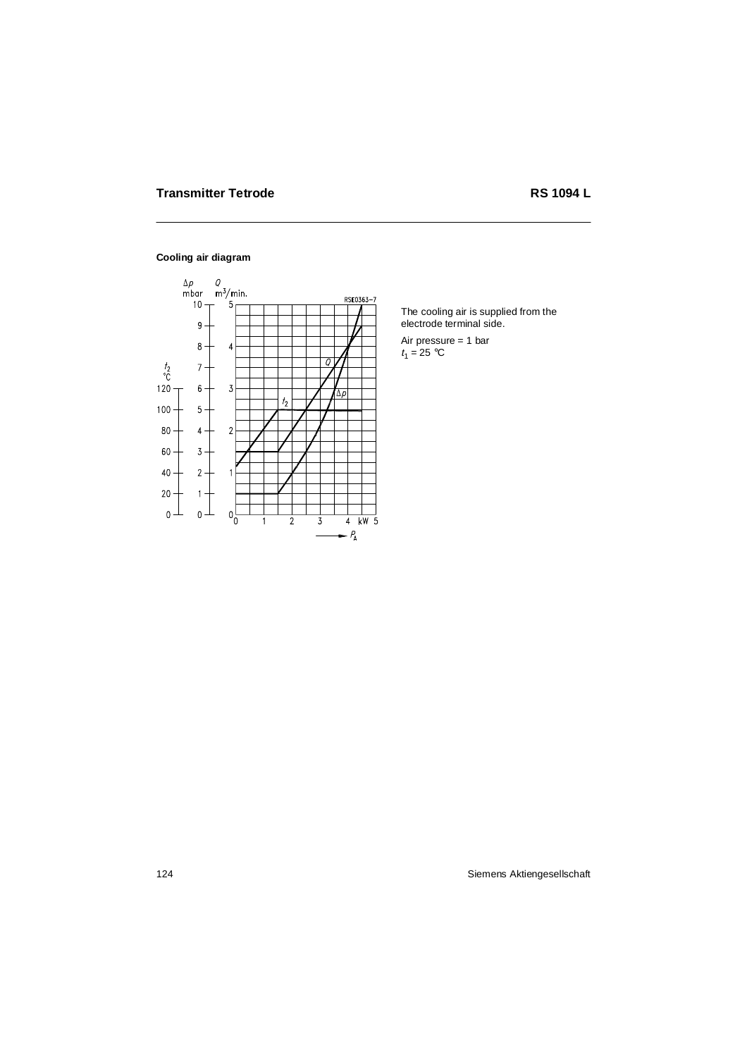## Cooling air diagram

The cooling air is supplied from the electrode terminal side.

Air pressure = 1 bar
$t_1$ = 25 °C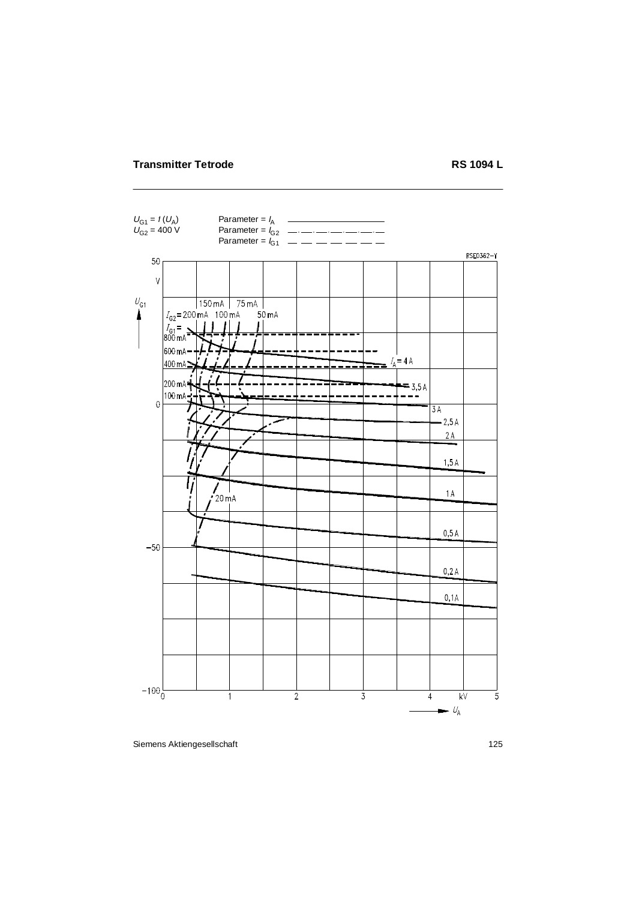$U_{G1} = f(U_A)$
$U_{G2} = 400$ V

Parameter = $I_A$
Parameter = $I_{G2}$
Parameter = $I_{G1}$

RSE0362-Y

50
V
$U_{G1}$
0
−50
−100

$I_{G2}$ = 200 mA 150 mA 100 mA 75 mA 50 mA 20 mA

$I_{G1}$ = 800 mA 600 mA 400 mA 200 mA 100 mA

$I_A$ = 4 A 3,5 A 3 A 2,5 A 2 A 1,5 A 1 A 0,5 A 0,2 A 0,1 A

0 1 2 3 4 kV 5
$U_A$